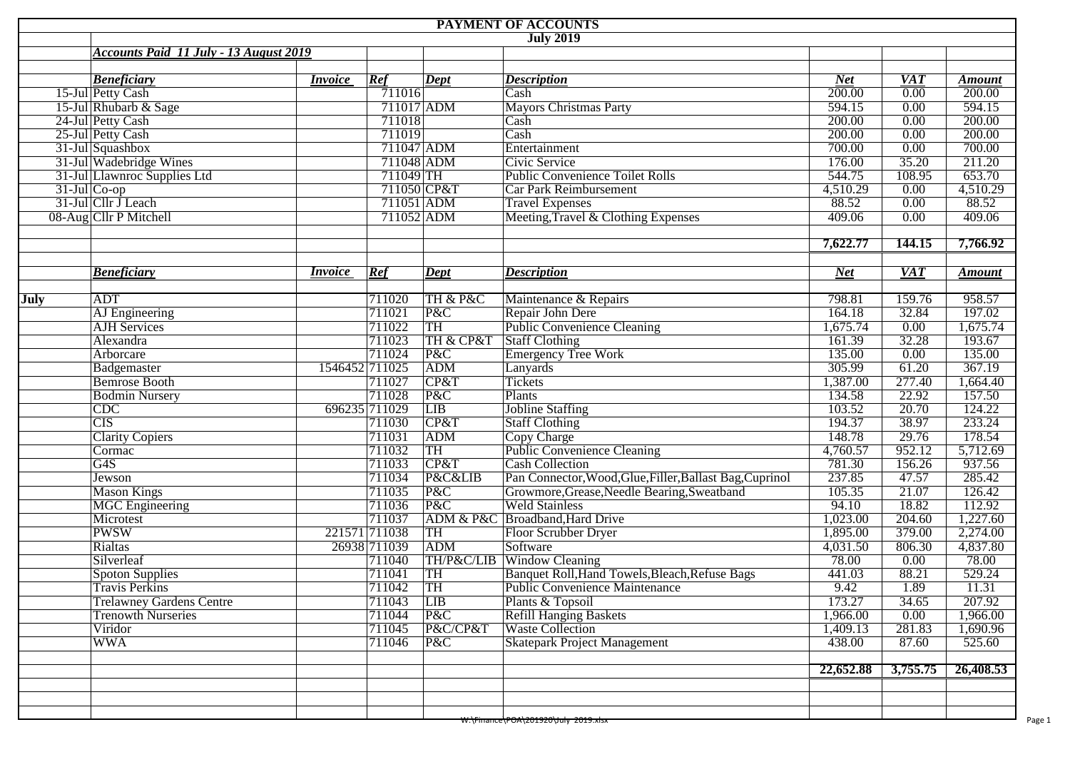# PAYMENT OF ACCOUNTS

## July 2019

### *Accounts Paid 11 July - 13 August 2019*

| | *Beneficiary* | *Invoice* | *Ref* | *Dept* | *Description* | *Net* | *VAT* | *Amount* |
|---|---|---|---|---|---|---|---|---|
| 15-Jul | Petty Cash | | 711016 | | Cash | 200.00 | 0.00 | 200.00 |
| 15-Jul | Rhubarb & Sage | | 711017 | ADM | Mayors Christmas Party | 594.15 | 0.00 | 594.15 |
| 24-Jul | Petty Cash | | 711018 | | Cash | 200.00 | 0.00 | 200.00 |
| 25-Jul | Petty Cash | | 711019 | | Cash | 200.00 | 0.00 | 200.00 |
| 31-Jul | Squashbox | | 711047 | ADM | Entertainment | 700.00 | 0.00 | 700.00 |
| 31-Jul | Wadebridge Wines | | 711048 | ADM | Civic Service | 176.00 | 35.20 | 211.20 |
| 31-Jul | Llawnroc Supplies Ltd | | 711049 | TH | Public Convenience Toilet Rolls | 544.75 | 108.95 | 653.70 |
| 31-Jul | Co-op | | 711050 | CP&T | Car Park Reimbursement | 4,510.29 | 0.00 | 4,510.29 |
| 31-Jul | Cllr J Leach | | 711051 | ADM | Travel Expenses | 88.52 | 0.00 | 88.52 |
| 08-Aug | Cllr P Mitchell | | 711052 | ADM | Meeting,Travel & Clothing Expenses | 409.06 | 0.00 | 409.06 |
| | | | | | | **7,622.77** | **144.15** | **7,766.92** |

| | *Beneficiary* | *Invoice* | *Ref* | *Dept* | *Description* | *Net* | *VAT* | *Amount* |
|---|---|---|---|---|---|---|---|---|
| **July** | ADT | | 711020 | TH & P&C | Maintenance & Repairs | 798.81 | 159.76 | 958.57 |
| | AJ Engineering | | 711021 | P&C | Repair John Dere | 164.18 | 32.84 | 197.02 |
| | AJH Services | | 711022 | TH | Public Convenience Cleaning | 1,675.74 | 0.00 | 1,675.74 |
| | Alexandra | | 711023 | TH & CP&T | Staff Clothing | 161.39 | 32.28 | 193.67 |
| | Arborcare | | 711024 | P&C | Emergency Tree Work | 135.00 | 0.00 | 135.00 |
| | Badgemaster | 1546452 | 711025 | ADM | Lanyards | 305.99 | 61.20 | 367.19 |
| | Bemrose Booth | | 711027 | CP&T | Tickets | 1,387.00 | 277.40 | 1,664.40 |
| | Bodmin Nursery | | 711028 | P&C | Plants | 134.58 | 22.92 | 157.50 |
| | CDC | 696235 | 711029 | LIB | Jobline Staffing | 103.52 | 20.70 | 124.22 |
| | CIS | | 711030 | CP&T | Staff Clothing | 194.37 | 38.97 | 233.24 |
| | Clarity Copiers | | 711031 | ADM | Copy Charge | 148.78 | 29.76 | 178.54 |
| | Cormac | | 711032 | TH | Public Convenience Cleaning | 4,760.57 | 952.12 | 5,712.69 |
| | G4S | | 711033 | CP&T | Cash Collection | 781.30 | 156.26 | 937.56 |
| | Jewson | | 711034 | P&C&LIB | Pan Connector,Wood,Glue,Filler,Ballast Bag,Cuprinol | 237.85 | 47.57 | 285.42 |
| | Mason Kings | | 711035 | P&C | Growmore,Grease,Needle Bearing,Sweatband | 105.35 | 21.07 | 126.42 |
| | MGC Engineering | | 711036 | P&C | Weld Stainless | 94.10 | 18.82 | 112.92 |
| | Microtest | | 711037 | ADM & P&C | Broadband,Hard Drive | 1,023.00 | 204.60 | 1,227.60 |
| | PWSW | 221571 | 711038 | TH | Floor Scrubber Dryer | 1,895.00 | 379.00 | 2,274.00 |
| | Rialtas | 26938 | 711039 | ADM | Software | 4,031.50 | 806.30 | 4,837.80 |
| | Silverleaf | | 711040 | TH/P&C/LIB | Window Cleaning | 78.00 | 0.00 | 78.00 |
| | Spoton Supplies | | 711041 | TH | Banquet Roll,Hand Towels,Bleach,Refuse Bags | 441.03 | 88.21 | 529.24 |
| | Travis Perkins | | 711042 | TH | Public Convenience Maintenance | 9.42 | 1.89 | 11.31 |
| | Trelawney Gardens Centre | | 711043 | LIB | Plants & Topsoil | 173.27 | 34.65 | 207.92 |
| | Trenowth Nurseries | | 711044 | P&C | Refill Hanging Baskets | 1,966.00 | 0.00 | 1,966.00 |
| | Viridor | | 711045 | P&C/CP&T | Waste Collection | 1,409.13 | 281.83 | 1,690.96 |
| | WWA | | 711046 | P&C | Skatepark Project Management | 438.00 | 87.60 | 525.60 |
| | | | | | | **22,652.88** | **3,755.75** | **26,408.53** |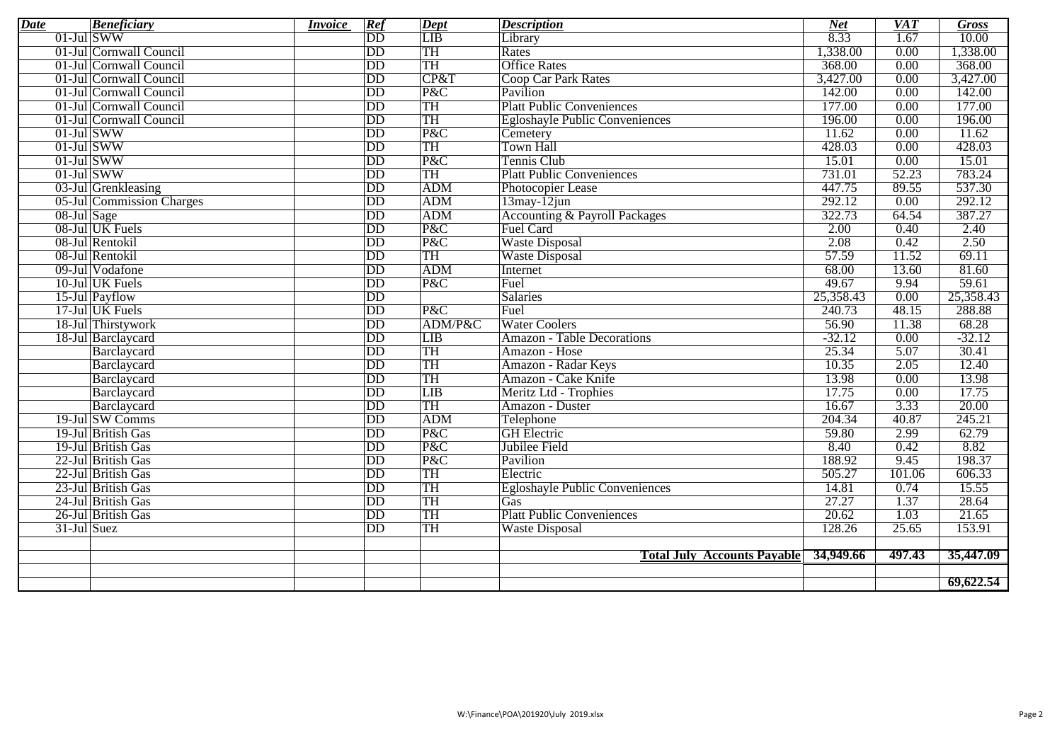| *Date* | *Beneficiary* | *Invoice* | *Ref* | *Dept* | *Description* | *Net* | *VAT* | *Gross* |
|---|---|---|---|---|---|---|---|---|
| 01-Jul | SWW | | DD | LIB | Library | 8.33 | 1.67 | 10.00 |
| 01-Jul | Cornwall Council | | DD | TH | Rates | 1,338.00 | 0.00 | 1,338.00 |
| 01-Jul | Cornwall Council | | DD | TH | Office Rates | 368.00 | 0.00 | 368.00 |
| 01-Jul | Cornwall Council | | DD | CP&T | Coop Car Park Rates | 3,427.00 | 0.00 | 3,427.00 |
| 01-Jul | Cornwall Council | | DD | P&C | Pavilion | 142.00 | 0.00 | 142.00 |
| 01-Jul | Cornwall Council | | DD | TH | Platt Public Conveniences | 177.00 | 0.00 | 177.00 |
| 01-Jul | Cornwall Council | | DD | TH | Egloshayle Public Conveniences | 196.00 | 0.00 | 196.00 |
| 01-Jul | SWW | | DD | P&C | Cemetery | 11.62 | 0.00 | 11.62 |
| 01-Jul | SWW | | DD | TH | Town Hall | 428.03 | 0.00 | 428.03 |
| 01-Jul | SWW | | DD | P&C | Tennis Club | 15.01 | 0.00 | 15.01 |
| 01-Jul | SWW | | DD | TH | Platt Public Conveniences | 731.01 | 52.23 | 783.24 |
| 03-Jul | Grenkleasing | | DD | ADM | Photocopier Lease | 447.75 | 89.55 | 537.30 |
| 05-Jul | Commission Charges | | DD | ADM | 13may-12jun | 292.12 | 0.00 | 292.12 |
| 08-Jul | Sage | | DD | ADM | Accounting & Payroll Packages | 322.73 | 64.54 | 387.27 |
| 08-Jul | UK Fuels | | DD | P&C | Fuel Card | 2.00 | 0.40 | 2.40 |
| 08-Jul | Rentokil | | DD | P&C | Waste Disposal | 2.08 | 0.42 | 2.50 |
| 08-Jul | Rentokil | | DD | TH | Waste Disposal | 57.59 | 11.52 | 69.11 |
| 09-Jul | Vodafone | | DD | ADM | Internet | 68.00 | 13.60 | 81.60 |
| 10-Jul | UK Fuels | | DD | P&C | Fuel | 49.67 | 9.94 | 59.61 |
| 15-Jul | Payflow | | DD | | Salaries | 25,358.43 | 0.00 | 25,358.43 |
| 17-Jul | UK Fuels | | DD | P&C | Fuel | 240.73 | 48.15 | 288.88 |
| 18-Jul | Thirstywork | | DD | ADM/P&C | Water Coolers | 56.90 | 11.38 | 68.28 |
| 18-Jul | Barclaycard | | DD | LIB | Amazon - Table Decorations | -32.12 | 0.00 | -32.12 |
| | Barclaycard | | DD | TH | Amazon - Hose | 25.34 | 5.07 | 30.41 |
| | Barclaycard | | DD | TH | Amazon - Radar Keys | 10.35 | 2.05 | 12.40 |
| | Barclaycard | | DD | TH | Amazon - Cake Knife | 13.98 | 0.00 | 13.98 |
| | Barclaycard | | DD | LIB | Meritz Ltd - Trophies | 17.75 | 0.00 | 17.75 |
| | Barclaycard | | DD | TH | Amazon - Duster | 16.67 | 3.33 | 20.00 |
| 19-Jul | SW Comms | | DD | ADM | Telephone | 204.34 | 40.87 | 245.21 |
| 19-Jul | British Gas | | DD | P&C | GH Electric | 59.80 | 2.99 | 62.79 |
| 19-Jul | British Gas | | DD | P&C | Jubilee Field | 8.40 | 0.42 | 8.82 |
| 22-Jul | British Gas | | DD | P&C | Pavilion | 188.92 | 9.45 | 198.37 |
| 22-Jul | British Gas | | DD | TH | Electric | 505.27 | 101.06 | 606.33 |
| 23-Jul | British Gas | | DD | TH | Egloshayle Public Conveniences | 14.81 | 0.74 | 15.55 |
| 24-Jul | British Gas | | DD | TH | Gas | 27.27 | 1.37 | 28.64 |
| 26-Jul | British Gas | | DD | TH | Platt Public Conveniences | 20.62 | 1.03 | 21.65 |
| 31-Jul | Suez | | DD | TH | Waste Disposal | 128.26 | 25.65 | 153.91 |
| | | | | | | | | |
| | | | | | **Total July Accounts Payable** | **34,949.66** | **497.43** | **35,447.09** |
| | | | | | | | | |
| | | | | | | | | **69,622.54** |

W:\Finance\POA\201920\July 2019.xlsx